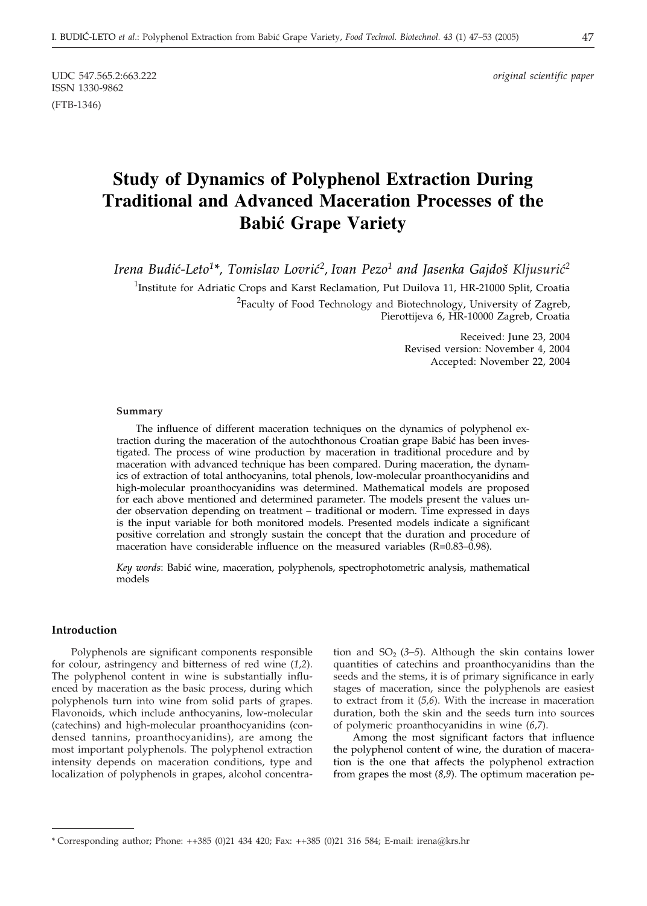UDC 547.565.2:663.222
ISSN 1330-9862
(FTB-1346)

*original scientific paper*

# Study of Dynamics of Polyphenol Extraction During Traditional and Advanced Maceration Processes of the Babić Grape Variety

*Irena Budić-Leto[1]\*, Tomislav Lovrić[2], Ivan Pezo[1] and Jasenka Gajdoš Kljusurić[2]*

[1]Institute for Adriatic Crops and Karst Reclamation, Put Duilova 11, HR-21000 Split, Croatia

[2]Faculty of Food Technology and Biotechnology, University of Zagreb, Pierottijeva 6, HR-10000 Zagreb, Croatia

Received: June 23, 2004
Revised version: November 4, 2004
Accepted: November 22, 2004

#### Summary

The influence of different maceration techniques on the dynamics of polyphenol extraction during the maceration of the autochthonous Croatian grape Babić has been investigated. The process of wine production by maceration in traditional procedure and by maceration with advanced technique has been compared. During maceration, the dynamics of extraction of total anthocyanins, total phenols, low-molecular proanthocyanidins and high-molecular proanthocyanidins was determined. Mathematical models are proposed for each above mentioned and determined parameter. The models present the values under observation depending on treatment – traditional or modern. Time expressed in days is the input variable for both monitored models. Presented models indicate a significant positive correlation and strongly sustain the concept that the duration and procedure of maceration have considerable influence on the measured variables (R=0.83–0.98).

*Key words*: Babić wine, maceration, polyphenols, spectrophotometric analysis, mathematical models

## Introduction

Polyphenols are significant components responsible for colour, astringency and bitterness of red wine (*1,2*). The polyphenol content in wine is substantially influenced by maceration as the basic process, during which polyphenols turn into wine from solid parts of grapes. Flavonoids, which include anthocyanins, low-molecular (catechins) and high-molecular proanthocyanidins (condensed tannins, proanthocyanidins), are among the most important polyphenols. The polyphenol extraction intensity depends on maceration conditions, type and localization of polyphenols in grapes, alcohol concentration and $SO_2$ (*3–5*). Although the skin contains lower quantities of catechins and proanthocyanidins than the seeds and the stems, it is of primary significance in early stages of maceration, since the polyphenols are easiest to extract from it (*5,6*). With the increase in maceration duration, both the skin and the seeds turn into sources of polymeric proanthocyanidins in wine (*6,7*).

Among the most significant factors that influence the polyphenol content of wine, the duration of maceration is the one that affects the polyphenol extraction from grapes the most (*8,9*). The optimum maceration pe-

\* Corresponding author; Phone: ++385 (0)21 434 420; Fax: ++385 (0)21 316 584; E-mail: irena@krs.hr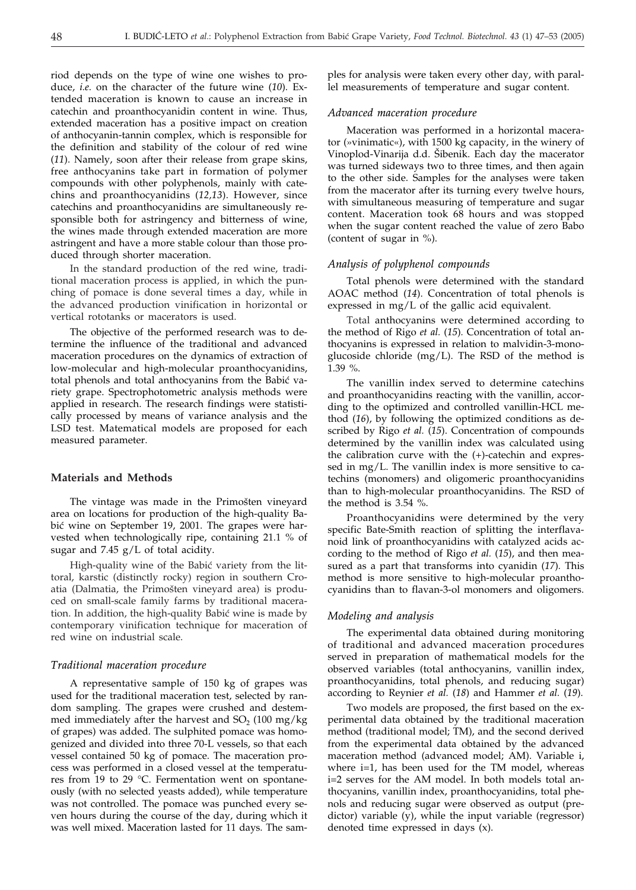riod depends on the type of wine one wishes to produce, *i.e.* on the character of the future wine (*10*). Extended maceration is known to cause an increase in catechin and proanthocyanidin content in wine. Thus, extended maceration has a positive impact on creation of anthocyanin-tannin complex, which is responsible for the definition and stability of the colour of red wine (*11*). Namely, soon after their release from grape skins, free anthocyanins take part in formation of polymer compounds with other polyphenols, mainly with catechins and proanthocyanidins (*12,13*). However, since catechins and proanthocyanidins are simultaneously responsible both for astringency and bitterness of wine, the wines made through extended maceration are more astringent and have a more stable colour than those produced through shorter maceration.

In the standard production of the red wine, traditional maceration process is applied, in which the punching of pomace is done several times a day, while in the advanced production vinification in horizontal or vertical rototanks or macerators is used.

The objective of the performed research was to determine the influence of the traditional and advanced maceration procedures on the dynamics of extraction of low-molecular and high-molecular proanthocyanidins, total phenols and total anthocyanins from the Babić variety grape. Spectrophotometric analysis methods were applied in research. The research findings were statistically processed by means of variance analysis and the LSD test. Matematical models are proposed for each measured parameter.

## Materials and Methods

The vintage was made in the Primošten vineyard area on locations for production of the high-quality Babić wine on September 19, 2001. The grapes were harvested when technologically ripe, containing 21.1 % of sugar and 7.45 g/L of total acidity.

High-quality wine of the Babić variety from the littoral, karstic (distinctly rocky) region in southern Croatia (Dalmatia, the Primošten vineyard area) is produced on small-scale family farms by traditional maceration. In addition, the high-quality Babić wine is made by contemporary vinification technique for maceration of red wine on industrial scale.

### *Traditional maceration procedure*

A representative sample of 150 kg of grapes was used for the traditional maceration test, selected by random sampling. The grapes were crushed and destemmed immediately after the harvest and $SO_2$ (100 mg/kg of grapes) was added. The sulphited pomace was homogenized and divided into three 70-L vessels, so that each vessel contained 50 kg of pomace. The maceration process was performed in a closed vessel at the temperatures from 19 to 29 °C. Fermentation went on spontaneously (with no selected yeasts added), while temperature was not controlled. The pomace was punched every seven hours during the course of the day, during which it was well mixed. Maceration lasted for 11 days. The samples for analysis were taken every other day, with parallel measurements of temperature and sugar content.

### *Advanced maceration procedure*

Maceration was performed in a horizontal macerator (»vinimatic«), with 1500 kg capacity, in the winery of Vinoplod-Vinarija d.d. Šibenik. Each day the macerator was turned sideways two to three times, and then again to the other side. Samples for the analyses were taken from the macerator after its turning every twelve hours, with simultaneous measuring of temperature and sugar content. Maceration took 68 hours and was stopped when the sugar content reached the value of zero Babo (content of sugar in %).

### *Analysis of polyphenol compounds*

Total phenols were determined with the standard AOAC method (*14*). Concentration of total phenols is expressed in mg/L of the gallic acid equivalent.

Total anthocyanins were determined according to the method of Rigo *et al.* (*15*). Concentration of total anthocyanins is expressed in relation to malvidin-3-monoglucoside chloride (mg/L). The RSD of the method is 1.39 %.

The vanillin index served to determine catechins and proanthocyanidins reacting with the vanillin, according to the optimized and controlled vanillin-HCL method (*16*), by following the optimized conditions as described by Rigo *et al.* (*15*). Concentration of compounds determined by the vanillin index was calculated using the calibration curve with the (+)-catechin and expressed in mg/L. The vanillin index is more sensitive to catechins (monomers) and oligomeric proanthocyanidins than to high-molecular proanthocyanidins. The RSD of the method is 3.54 %.

Proanthocyanidins were determined by the very specific Bate-Smith reaction of splitting the interflavanoid link of proanthocyanidins with catalyzed acids according to the method of Rigo *et al.* (*15*), and then measured as a part that transforms into cyanidin (*17*). This method is more sensitive to high-molecular proanthocyanidins than to flavan-3-ol monomers and oligomers.

### *Modeling and analysis*

The experimental data obtained during monitoring of traditional and advanced maceration procedures served in preparation of mathematical models for the observed variables (total anthocyanins, vanillin index, proanthocyanidins, total phenols, and reducing sugar) according to Reynier *et al.* (*18*) and Hammer *et al.* (*19*).

Two models are proposed, the first based on the experimental data obtained by the traditional maceration method (traditional model; TM), and the second derived from the experimental data obtained by the advanced maceration method (advanced model; AM). Variable i, where i=1, has been used for the TM model, whereas i=2 serves for the AM model. In both models total anthocyanins, vanillin index, proanthocyanidins, total phenols and reducing sugar were observed as output (predictor) variable (y), while the input variable (regressor) denoted time expressed in days (x).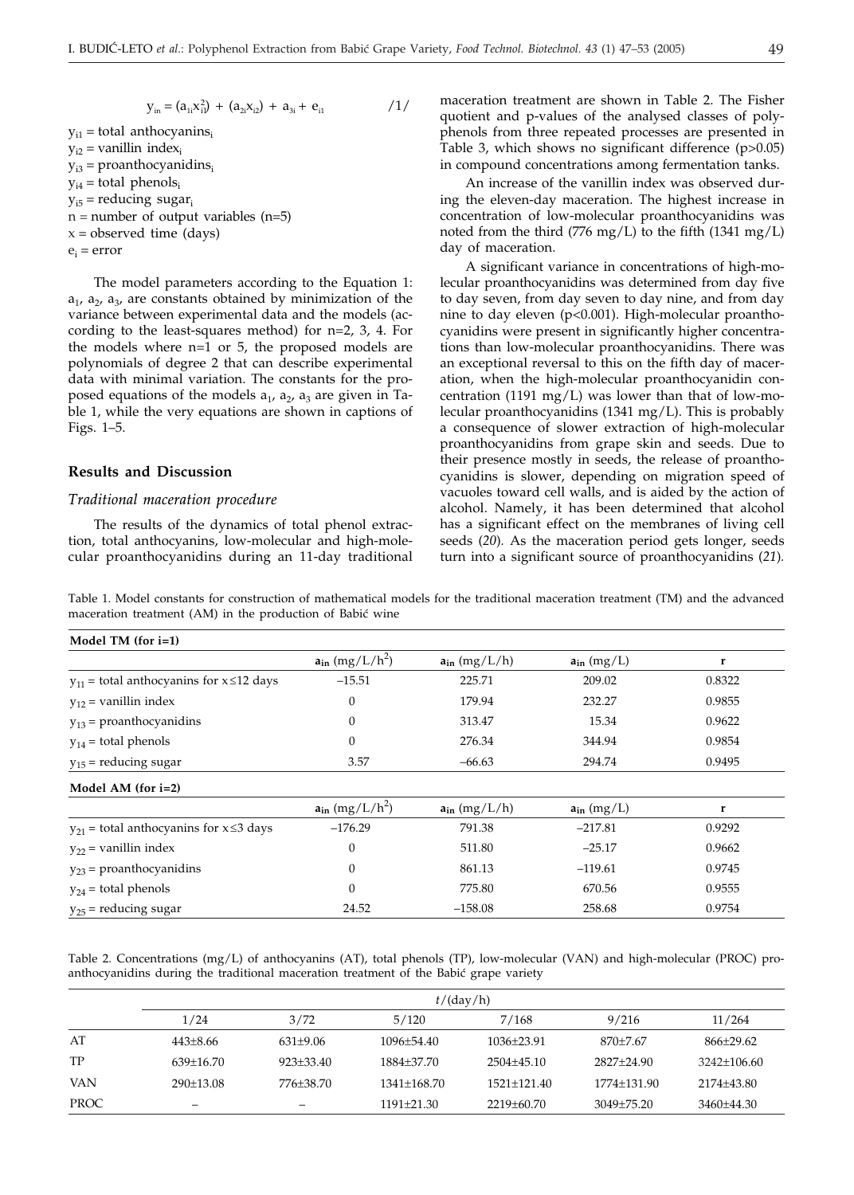$$y_{in} = (a_{1i}x_{i1}^2) + (a_{2i}x_{i2}) + a_{3i} + e_{i1} \qquad /1/$$

$y_{i1}$ = total anthocyanins$_i$
$y_{i2}$ = vanillin index$_i$
$y_{i3}$ = proanthocyanidins$_i$
$y_{i4}$ = total phenols$_i$
$y_{i5}$ = reducing sugar$_i$
n = number of output variables (n=5)
x = observed time (days)
$e_i$ = error

The model parameters according to the Equation 1: $a_1$, $a_2$, $a_3$, are constants obtained by minimization of the variance between experimental data and the models (according to the least-squares method) for n=2, 3, 4. For the models where n=1 or 5, the proposed models are polynomials of degree 2 that can describe experimental data with minimal variation. The constants for the proposed equations of the models $a_1$, $a_2$, $a_3$ are given in Table 1, while the very equations are shown in captions of Figs. 1–5.

## Results and Discussion

### *Traditional maceration procedure*

The results of the dynamics of total phenol extraction, total anthocyanins, low-molecular and high-molecular proanthocyanidins during an 11-day traditional maceration treatment are shown in Table 2. The Fisher quotient and p-values of the analysed classes of polyphenols from three repeated processes are presented in Table 3, which shows no significant difference (p>0.05) in compound concentrations among fermentation tanks.

An increase of the vanillin index was observed during the eleven-day maceration. The highest increase in concentration of low-molecular proanthocyanidins was noted from the third (776 mg/L) to the fifth (1341 mg/L) day of maceration.

A significant variance in concentrations of high-molecular proanthocyanidins was determined from day five to day seven, from day seven to day nine, and from day nine to day eleven (p<0.001). High-molecular proanthocyanidins were present in significantly higher concentrations than low-molecular proanthocyanidins. There was an exceptional reversal to this on the fifth day of maceration, when the high-molecular proanthocyanidin concentration (1191 mg/L) was lower than that of low-molecular proanthocyanidins (1341 mg/L). This is probably a consequence of slower extraction of high-molecular proanthocyanidins from grape skin and seeds. Due to their presence mostly in seeds, the release of proanthocyanidins is slower, depending on migration speed of vacuoles toward cell walls, and is aided by the action of alcohol. Namely, it has been determined that alcohol has a significant effect on the membranes of living cell seeds (*20*). As the maceration period gets longer, seeds turn into a significant source of proanthocyanidins (*21*).

Table 1. Model constants for construction of mathematical models for the traditional maceration treatment (TM) and the advanced maceration treatment (AM) in the production of Babić wine

| **Model TM (for i=1)** | | | | |
|---|---|---|---|---|
| | $a_{in}$ (mg/L/h$^2$) | $a_{in}$ (mg/L/h) | $a_{in}$ (mg/L) | r |
| $y_{11}$ = total anthocyanins for x≤12 days | –15.51 | 225.71 | 209.02 | 0.8322 |
| $y_{12}$ = vanillin index | 0 | 179.94 | 232.27 | 0.9855 |
| $y_{13}$ = proanthocyanidins | 0 | 313.47 | 15.34 | 0.9622 |
| $y_{14}$ = total phenols | 0 | 276.34 | 344.94 | 0.9854 |
| $y_{15}$ = reducing sugar | 3.57 | –66.63 | 294.74 | 0.9495 |
| **Model AM (for i=2)** | | | | |
| | $a_{in}$ (mg/L/h$^2$) | $a_{in}$ (mg/L/h) | $a_{in}$ (mg/L) | r |
| $y_{21}$ = total anthocyanins for x≤3 days | –176.29 | 791.38 | –217.81 | 0.9292 |
| $y_{22}$ = vanillin index | 0 | 511.80 | –25.17 | 0.9662 |
| $y_{23}$ = proanthocyanidins | 0 | 861.13 | –119.61 | 0.9745 |
| $y_{24}$ = total phenols | 0 | 775.80 | 670.56 | 0.9555 |
| $y_{25}$ = reducing sugar | 24.52 | –158.08 | 258.68 | 0.9754 |

Table 2. Concentrations (mg/L) of anthocyanins (AT), total phenols (TP), low-molecular (VAN) and high-molecular (PROC) proanthocyanidins during the traditional maceration treatment of the Babić grape variety

| | *t*/(day/h) | | | | | |
|---|---|---|---|---|---|---|
| | 1/24 | 3/72 | 5/120 | 7/168 | 9/216 | 11/264 |
| AT | 443±8.66 | 631±9.06 | 1096±54.40 | 1036±23.91 | 870±7.67 | 866±29.62 |
| TP | 639±16.70 | 923±33.40 | 1884±37.70 | 2504±45.10 | 2827±24.90 | 3242±106.60 |
| VAN | 290±13.08 | 776±38.70 | 1341±168.70 | 1521±121.40 | 1774±131.90 | 2174±43.80 |
| PROC | – | – | 1191±21.30 | 2219±60.70 | 3049±75.20 | 3460±44.30 |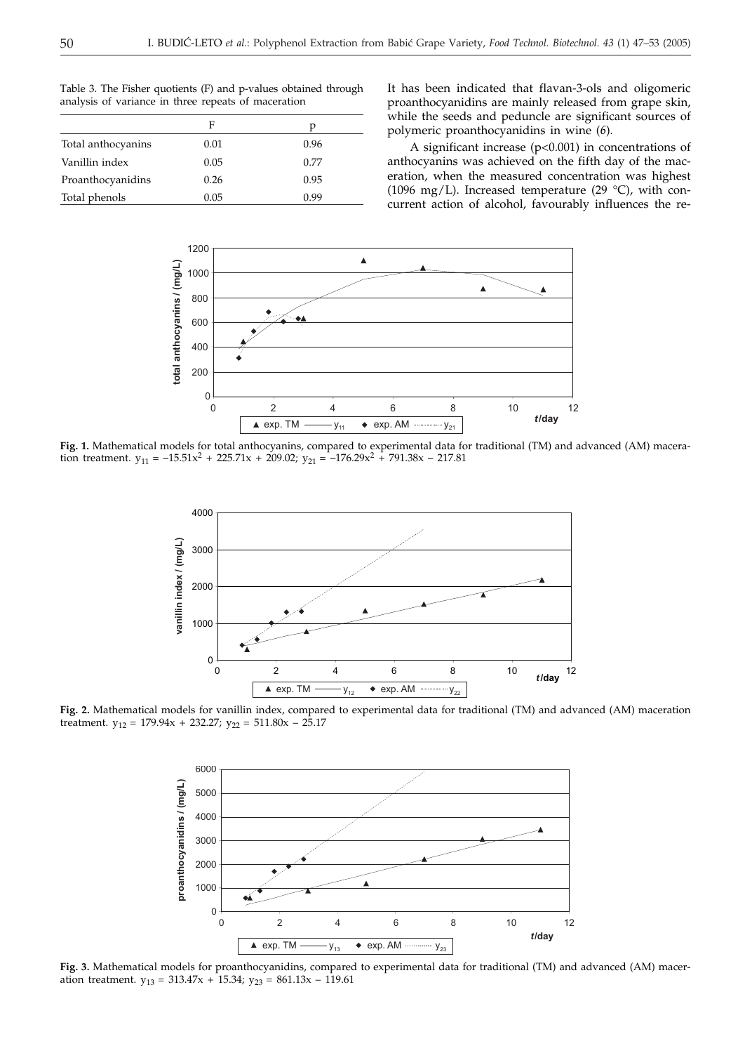Table 3. The Fisher quotients (F) and p-values obtained through analysis of variance in three repeats of maceration

| | F | p |
|---|---|---|
| Total anthocyanins | 0.01 | 0.96 |
| Vanillin index | 0.05 | 0.77 |
| Proanthocyanidins | 0.26 | 0.95 |
| Total phenols | 0.05 | 0.99 |

It has been indicated that flavan-3-ols and oligomeric proanthocyanidins are mainly released from grape skin, while the seeds and peduncle are significant sources of polymeric proanthocyanidins in wine (*6*).

A significant increase ($p<0.001$) in concentrations of anthocyanins was achieved on the fifth day of the maceration, when the measured concentration was highest (1096 mg/L). Increased temperature (29 °C), with concurrent action of alcohol, favourably influences the re-

**Fig. 1.** Mathematical models for total anthocyanins, compared to experimental data for traditional (TM) and advanced (AM) maceration treatment. $y_{11} = -15.51x^2 + 225.71x + 209.02$; $y_{21} = -176.29x^2 + 791.38x - 217.81$

**Fig. 2.** Mathematical models for vanillin index, compared to experimental data for traditional (TM) and advanced (AM) maceration treatment. $y_{12} = 179.94x + 232.27$; $y_{22} = 511.80x - 25.17$

**Fig. 3.** Mathematical models for proanthocyanidins, compared to experimental data for traditional (TM) and advanced (AM) maceration treatment. $y_{13} = 313.47x + 15.34$; $y_{23} = 861.13x - 119.61$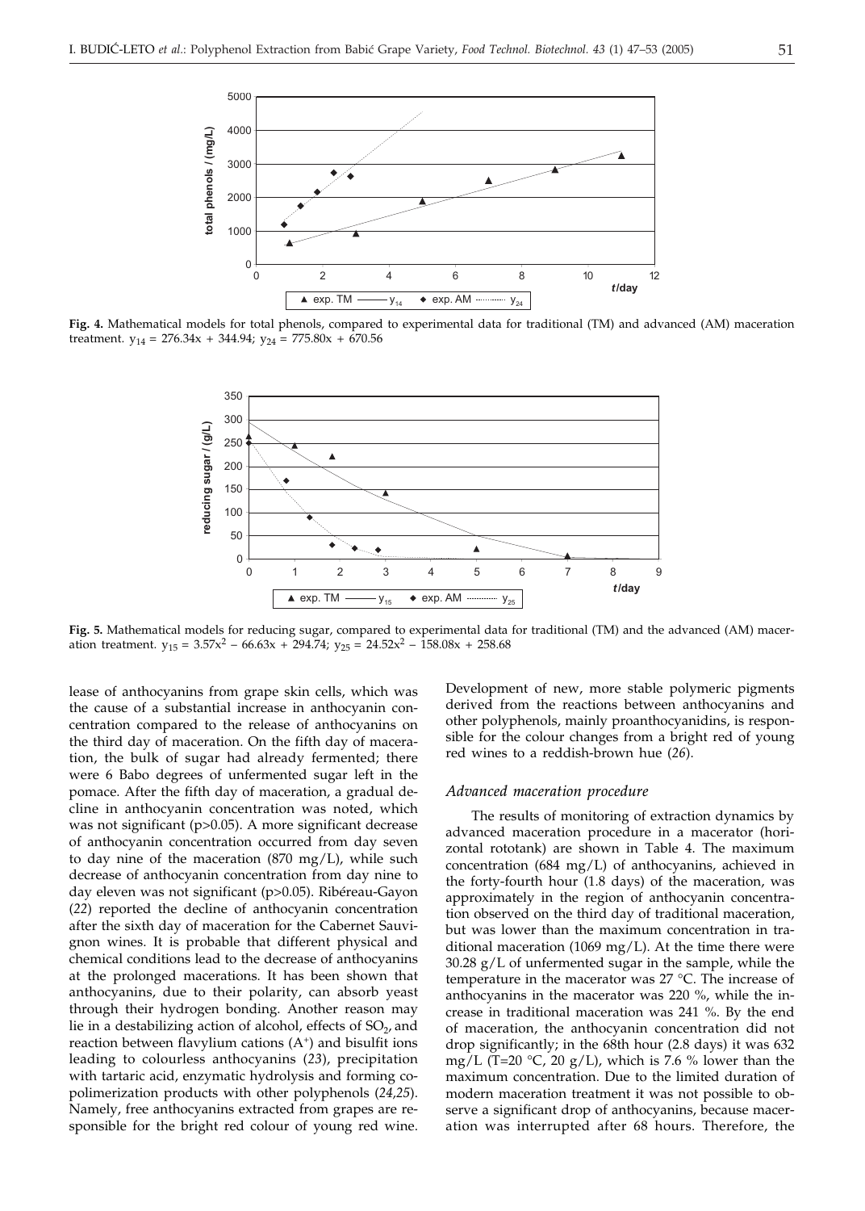**Fig. 4.** Mathematical models for total phenols, compared to experimental data for traditional (TM) and advanced (AM) maceration treatment. $y_{14} = 276.34x + 344.94$; $y_{24} = 775.80x + 670.56$

**Fig. 5.** Mathematical models for reducing sugar, compared to experimental data for traditional (TM) and the advanced (AM) maceration treatment. $y_{15} = 3.57x^2 - 66.63x + 294.74$; $y_{25} = 24.52x^2 - 158.08x + 258.68$

lease of anthocyanins from grape skin cells, which was the cause of a substantial increase in anthocyanin concentration compared to the release of anthocyanins on the third day of maceration. On the fifth day of maceration, the bulk of sugar had already fermented; there were 6 Babo degrees of unfermented sugar left in the pomace. After the fifth day of maceration, a gradual decline in anthocyanin concentration was noted, which was not significant ($p>0.05$). A more significant decrease of anthocyanin concentration occurred from day seven to day nine of the maceration (870 mg/L), while such decrease of anthocyanin concentration from day nine to day eleven was not significant ($p>0.05$). Ribéreau-Gayon (*22*) reported the decline of anthocyanin concentration after the sixth day of maceration for the Cabernet Sauvignon wines. It is probable that different physical and chemical conditions lead to the decrease of anthocyanins at the prolonged macerations. It has been shown that anthocyanins, due to their polarity, can absorb yeast through their hydrogen bonding. Another reason may lie in a destabilizing action of alcohol, effects of $SO_2$, and reaction between flavylium cations ($A^+$) and bisulfit ions leading to colourless anthocyanins (*23*), precipitation with tartaric acid, enzymatic hydrolysis and forming copolimerization products with other polyphenols (*24,25*). Namely, free anthocyanins extracted from grapes are responsible for the bright red colour of young red wine. Development of new, more stable polymeric pigments derived from the reactions between anthocyanins and other polyphenols, mainly proanthocyanidins, is responsible for the colour changes from a bright red of young red wines to a reddish-brown hue (*26*).

### *Advanced maceration procedure*

The results of monitoring of extraction dynamics by advanced maceration procedure in a macerator (horizontal rototank) are shown in Table 4. The maximum concentration (684 mg/L) of anthocyanins, achieved in the forty-fourth hour (1.8 days) of the maceration, was approximately in the region of anthocyanin concentration observed on the third day of traditional maceration, but was lower than the maximum concentration in traditional maceration (1069 mg/L). At the time there were 30.28 g/L of unfermented sugar in the sample, while the temperature in the macerator was 27 °C. The increase of anthocyanins in the macerator was 220 %, while the increase in traditional maceration was 241 %. By the end of maceration, the anthocyanin concentration did not drop significantly; in the 68th hour (2.8 days) it was 632 mg/L (T=20 °C, 20 g/L), which is 7.6 % lower than the maximum concentration. Due to the limited duration of modern maceration treatment it was not possible to observe a significant drop of anthocyanins, because maceration was interrupted after 68 hours. Therefore, the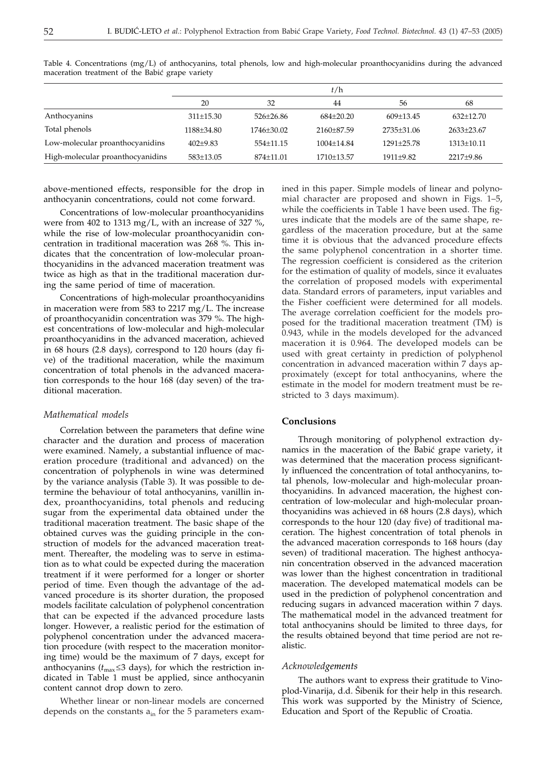Table 4. Concentrations (mg/L) of anthocyanins, total phenols, low and high-molecular proanthocyanidins during the advanced maceration treatment of the Babić grape variety

| | *t*/h | | | | |
|---|---|---|---|---|---|
| | 20 | 32 | 44 | 56 | 68 |
| Anthocyanins | 311±15.30 | 526±26.86 | 684±20.20 | 609±13.45 | 632±12.70 |
| Total phenols | 1188±34.80 | 1746±30.02 | 2160±87.59 | 2735±31.06 | 2633±23.67 |
| Low-molecular proanthocyanidins | 402±9.83 | 554±11.15 | 1004±14.84 | 1291±25.78 | 1313±10.11 |
| High-molecular proanthocyanidins | 583±13.05 | 874±11.01 | 1710±13.57 | 1911±9.82 | 2217±9.86 |

above-mentioned effects, responsible for the drop in anthocyanin concentrations, could not come forward.

Concentrations of low-molecular proanthocyanidins were from 402 to 1313 mg/L, with an increase of 327 %, while the rise of low-molecular proanthocyanidin concentration in traditional maceration was 268 %. This indicates that the concentration of low-molecular proanthocyanidins in the advanced maceration treatment was twice as high as that in the traditional maceration during the same period of time of maceration.

Concentrations of high-molecular proanthocyanidins in maceration were from 583 to 2217 mg/L. The increase of proanthocyanidin concentration was 379 %. The highest concentrations of low-molecular and high-molecular proanthocyanidins in the advanced maceration, achieved in 68 hours (2.8 days), correspond to 120 hours (day five) of the traditional maceration, while the maximum concentration of total phenols in the advanced maceration corresponds to the hour 168 (day seven) of the traditional maceration.

### *Mathematical models*

Correlation between the parameters that define wine character and the duration and process of maceration were examined. Namely, a substantial influence of maceration procedure (traditional and advanced) on the concentration of polyphenols in wine was determined by the variance analysis (Table 3). It was possible to determine the behaviour of total anthocyanins, vanillin index, proanthocyanidins, total phenols and reducing sugar from the experimental data obtained under the traditional maceration treatment. The basic shape of the obtained curves was the guiding principle in the construction of models for the advanced maceration treatment. Thereafter, the modeling was to serve in estimation as to what could be expected during the maceration treatment if it were performed for a longer or shorter period of time. Even though the advantage of the advanced procedure is its shorter duration, the proposed models facilitate calculation of polyphenol concentration that can be expected if the advanced procedure lasts longer. However, a realistic period for the estimation of polyphenol concentration under the advanced maceration procedure (with respect to the maceration monitoring time) would be the maximum of 7 days, except for anthocyanins ($t_{max}\leq 3$ days), for which the restriction indicated in Table 1 must be applied, since anthocyanin content cannot drop down to zero.

Whether linear or non-linear models are concerned depends on the constants $a_{in}$ for the 5 parameters examined in this paper. Simple models of linear and polynomial character are proposed and shown in Figs. 1–5, while the coefficients in Table 1 have been used. The figures indicate that the models are of the same shape, regardless of the maceration procedure, but at the same time it is obvious that the advanced procedure effects the same polyphenol concentration in a shorter time. The regression coefficient is considered as the criterion for the estimation of quality of models, since it evaluates the correlation of proposed models with experimental data. Standard errors of parameters, input variables and the Fisher coefficient were determined for all models. The average correlation coefficient for the models proposed for the traditional maceration treatment (TM) is 0.943, while in the models developed for the advanced maceration it is 0.964. The developed models can be used with great certainty in prediction of polyphenol concentration in advanced maceration within 7 days approximately (except for total anthocyanins, where the estimate in the model for modern treatment must be restricted to 3 days maximum).

## Conclusions

Through monitoring of polyphenol extraction dynamics in the maceration of the Babić grape variety, it was determined that the maceration process significantly influenced the concentration of total anthocyanins, total phenols, low-molecular and high-molecular proanthocyanidins. In advanced maceration, the highest concentration of low-molecular and high-molecular proanthocyanidins was achieved in 68 hours (2.8 days), which corresponds to the hour 120 (day five) of traditional maceration. The highest concentration of total phenols in the advanced maceration corresponds to 168 hours (day seven) of traditional maceration. The highest anthocyanin concentration observed in the advanced maceration was lower than the highest concentration in traditional maceration. The developed matematical models can be used in the prediction of polyphenol concentration and reducing sugars in advanced maceration within 7 days. The mathematical model in the advanced treatment for total anthocyanins should be limited to three days, for the results obtained beyond that time period are not realistic.

### *Acknowledgements*

The authors want to express their gratitude to Vinoplod-Vinarija, d.d. Šibenik for their help in this research. This work was supported by the Ministry of Science, Education and Sport of the Republic of Croatia.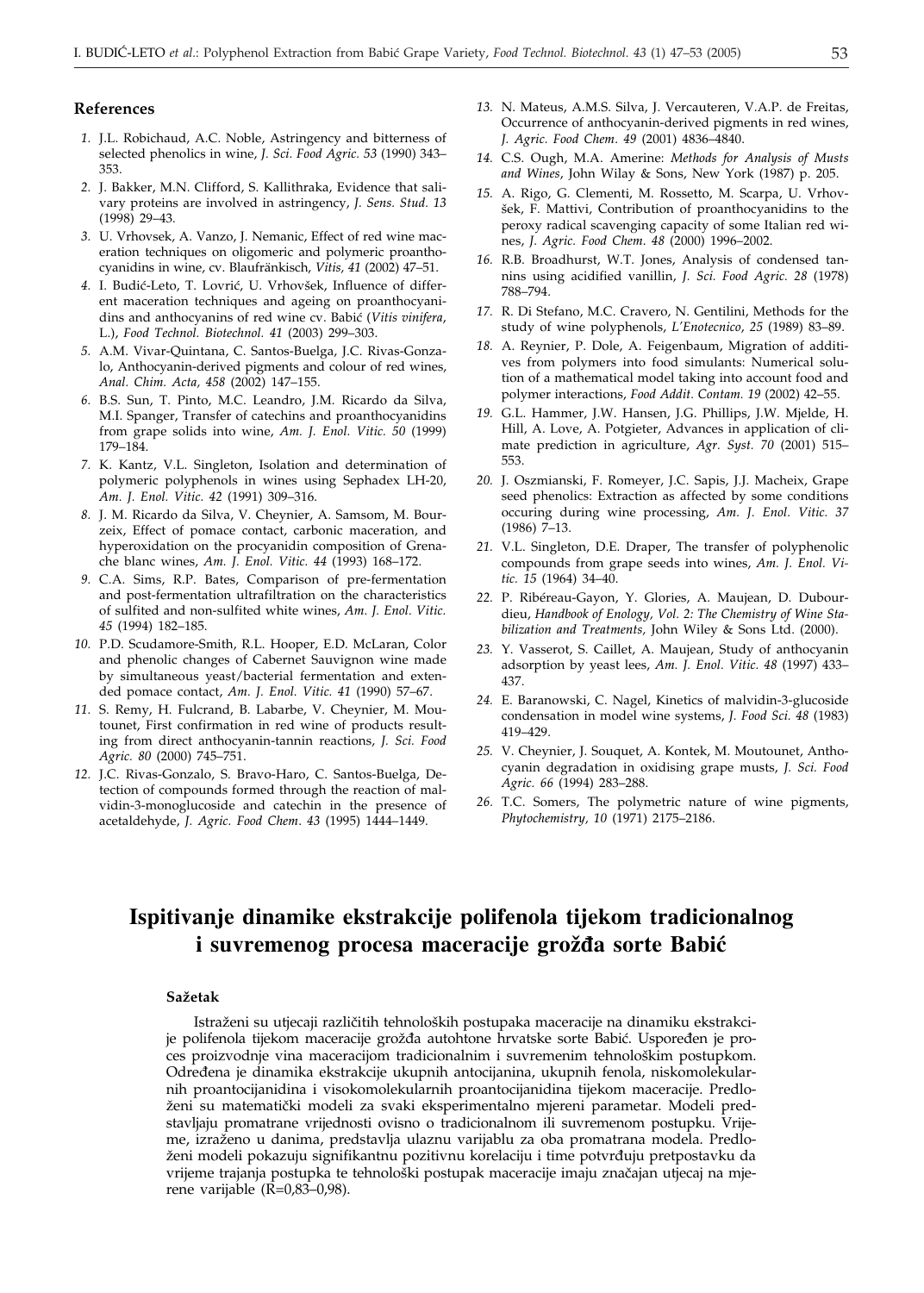## References

1. J.L. Robichaud, A.C. Noble, Astringency and bitterness of selected phenolics in wine, *J. Sci. Food Agric. 53* (1990) 343–353.
2. J. Bakker, M.N. Clifford, S. Kallithraka, Evidence that salivary proteins are involved in astringency, *J. Sens. Stud. 13* (1998) 29–43.
3. U. Vrhovsek, A. Vanzo, J. Nemanic, Effect of red wine maceration techniques on oligomeric and polymeric proanthocyanidins in wine, cv. Blaufränkisch, *Vitis, 41* (2002) 47–51.
4. I. Budić-Leto, T. Lovrić, U. Vrhovšek, Influence of different maceration techniques and ageing on proanthocyanidins and anthocyanins of red wine cv. Babić (*Vitis vinifera*, L.), *Food Technol. Biotechnol. 41* (2003) 299–303.
5. A.M. Vivar-Quintana, C. Santos-Buelga, J.C. Rivas-Gonzalo, Anthocyanin-derived pigments and colour of red wines, *Anal. Chim. Acta, 458* (2002) 147–155.
6. B.S. Sun, T. Pinto, M.C. Leandro, J.M. Ricardo da Silva, M.I. Spanger, Transfer of catechins and proanthocyanidins from grape solids into wine, *Am. J. Enol. Vitic. 50* (1999) 179–184.
7. K. Kantz, V.L. Singleton, Isolation and determination of polymeric polyphenols in wines using Sephadex LH-20, *Am. J. Enol. Vitic. 42* (1991) 309–316.
8. J. M. Ricardo da Silva, V. Cheynier, A. Samsom, M. Bourzeix, Effect of pomace contact, carbonic maceration, and hyperoxidation on the procyanidin composition of Grenache blanc wines, *Am. J. Enol. Vitic. 44* (1993) 168–172.
9. C.A. Sims, R.P. Bates, Comparison of pre-fermentation and post-fermentation ultrafiltration on the characteristics of sulfited and non-sulfited white wines, *Am. J. Enol. Vitic. 45* (1994) 182–185.
10. P.D. Scudamore-Smith, R.L. Hooper, E.D. McLaran, Color and phenolic changes of Cabernet Sauvignon wine made by simultaneous yeast/bacterial fermentation and extended pomace contact, *Am. J. Enol. Vitic. 41* (1990) 57–67.
11. S. Remy, H. Fulcrand, B. Labarbe, V. Cheynier, M. Moutounet, First confirmation in red wine of products resulting from direct anthocyanin-tannin reactions, *J. Sci. Food Agric. 80* (2000) 745–751.
12. J.C. Rivas-Gonzalo, S. Bravo-Haro, C. Santos-Buelga, Detection of compounds formed through the reaction of malvidin-3-monoglucoside and catechin in the presence of acetaldehyde, *J. Agric. Food Chem. 43* (1995) 1444–1449.
13. N. Mateus, A.M.S. Silva, J. Vercauteren, V.A.P. de Freitas, Occurrence of anthocyanin-derived pigments in red wines, *J. Agric. Food Chem. 49* (2001) 4836–4840.
14. C.S. Ough, M.A. Amerine: *Methods for Analysis of Musts and Wines*, John Wilay & Sons, New York (1987) p. 205.
15. A. Rigo, G. Clementi, M. Rossetto, M. Scarpa, U. Vrhovšek, F. Mattivi, Contribution of proanthocyanidins to the peroxy radical scavenging capacity of some Italian red wines, *J. Agric. Food Chem. 48* (2000) 1996–2002.
16. R.B. Broadhurst, W.T. Jones, Analysis of condensed tannins using acidified vanillin, *J. Sci. Food Agric. 28* (1978) 788–794.
17. R. Di Stefano, M.C. Cravero, N. Gentilini, Methods for the study of wine polyphenols, *L'Enotecnico, 25* (1989) 83–89.
18. A. Reynier, P. Dole, A. Feigenbaum, Migration of additives from polymers into food simulants: Numerical solution of a mathematical model taking into account food and polymer interactions, *Food Addit. Contam. 19* (2002) 42–55.
19. G.L. Hammer, J.W. Hansen, J.G. Phillips, J.W. Mjelde, H. Hill, A. Love, A. Potgieter, Advances in application of climate prediction in agriculture, *Agr. Syst. 70* (2001) 515–553.
20. J. Oszmianski, F. Romeyer, J.C. Sapis, J.J. Macheix, Grape seed phenolics: Extraction as affected by some conditions occuring during wine processing, *Am. J. Enol. Vitic. 37* (1986) 7–13.
21. V.L. Singleton, D.E. Draper, The transfer of polyphenolic compounds from grape seeds into wines, *Am. J. Enol. Vitic. 15* (1964) 34–40.
22. P. Ribéreau-Gayon, Y. Glories, A. Maujean, D. Dubourdieu, *Handbook of Enology, Vol. 2: The Chemistry of Wine Stabilization and Treatments*, John Wiley & Sons Ltd. (2000).
23. Y. Vasserot, S. Caillet, A. Maujean, Study of anthocyanin adsorption by yeast lees, *Am. J. Enol. Vitic. 48* (1997) 433–437.
24. E. Baranowski, C. Nagel, Kinetics of malvidin-3-glucoside condensation in model wine systems, *J. Food Sci. 48* (1983) 419–429.
25. V. Cheynier, J. Souquet, A. Kontek, M. Moutounet, Anthocyanin degradation in oxidising grape musts, *J. Sci. Food Agric. 66* (1994) 283–288.
26. T.C. Somers, The polymetric nature of wine pigments, *Phytochemistry, 10* (1971) 2175–2186.

# Ispitivanje dinamike ekstrakcije polifenola tijekom tradicionalnog i suvremenog procesa maceracije grožđa sorte Babić

### Sažetak

Istraženi su utjecaji različitih tehnoloških postupaka maceracije na dinamiku ekstrakcije polifenola tijekom maceracije grožđa autohtone hrvatske sorte Babić. Uspoređen je proces proizvodnje vina maceracijom tradicionalnim i suvremenim tehnološkim postupkom. Određena je dinamika ekstrakcije ukupnih antocijanina, ukupnih fenola, niskomolekularnih proantocijanidina i visokomolekularnih proantocijanidina tijekom maceracije. Predloženi su matematički modeli za svaki eksperimentalno mjereni parametar. Modeli predstavljaju promatrane vrijednosti ovisno o tradicionalnom ili suvremenom postupku. Vrijeme, izraženo u danima, predstavlja ulaznu varijablu za oba promatrana modela. Predloženi modeli pokazuju signifikantnu pozitivnu korelaciju i time potvrđuju pretpostavku da vrijeme trajanja postupka te tehnološki postupak maceracije imaju značajan utjecaj na mjerene varijable ($R=0,83–0,98$).